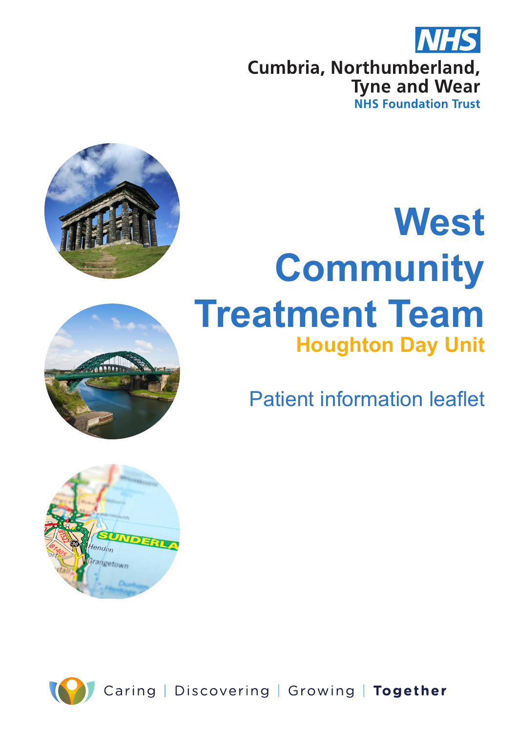NHS

Cumbria, Northumberland, Tyne and Wear
NHS Foundation Trust

# West Community Treatment Team

## Houghton Day Unit

Patient information leaflet

Caring | Discovering | Growing | **Together**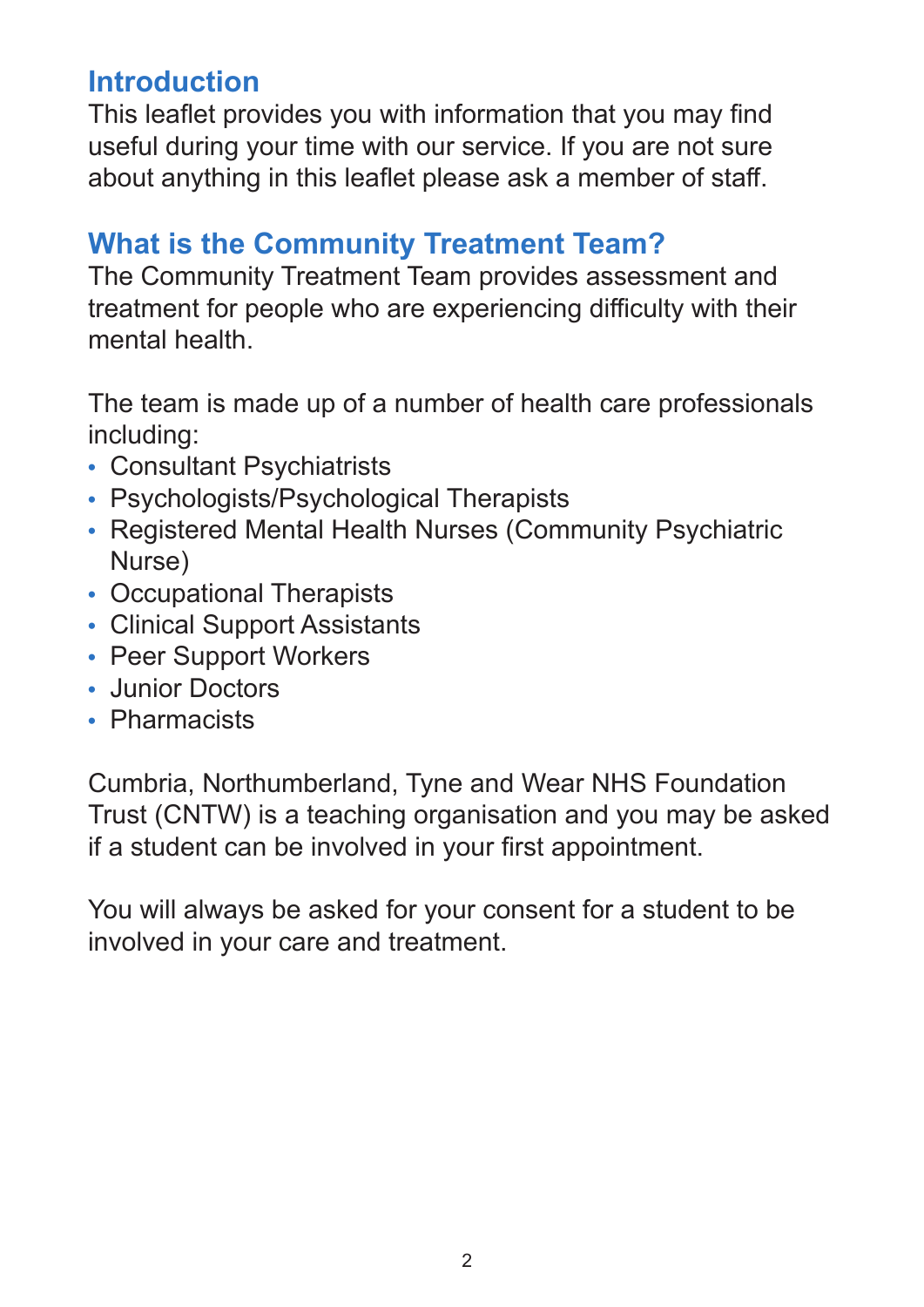## Introduction

This leaflet provides you with information that you may find useful during your time with our service. If you are not sure about anything in this leaflet please ask a member of staff.

## What is the Community Treatment Team?

The Community Treatment Team provides assessment and treatment for people who are experiencing difficulty with their mental health.

The team is made up of a number of health care professionals including:

- Consultant Psychiatrists
- Psychologists/Psychological Therapists
- Registered Mental Health Nurses (Community Psychiatric Nurse)
- Occupational Therapists
- Clinical Support Assistants
- Peer Support Workers
- Junior Doctors
- Pharmacists

Cumbria, Northumberland, Tyne and Wear NHS Foundation Trust (CNTW) is a teaching organisation and you may be asked if a student can be involved in your first appointment.

You will always be asked for your consent for a student to be involved in your care and treatment.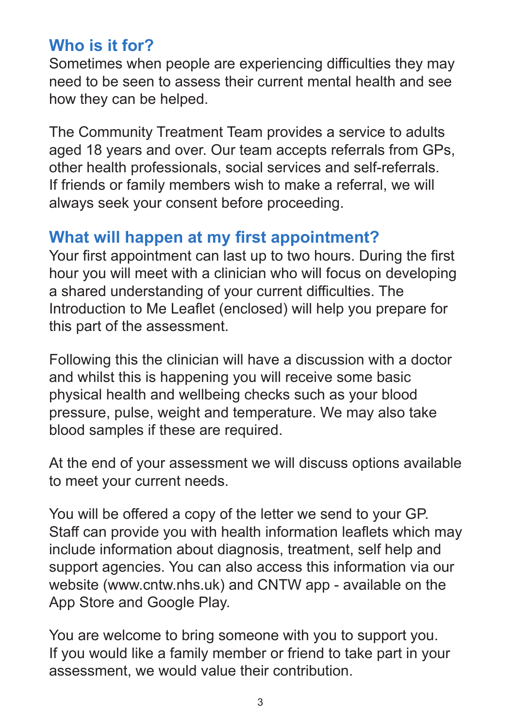## Who is it for?

Sometimes when people are experiencing difficulties they may need to be seen to assess their current mental health and see how they can be helped.

The Community Treatment Team provides a service to adults aged 18 years and over. Our team accepts referrals from GPs, other health professionals, social services and self-referrals. If friends or family members wish to make a referral, we will always seek your consent before proceeding.

## What will happen at my first appointment?

Your first appointment can last up to two hours. During the first hour you will meet with a clinician who will focus on developing a shared understanding of your current difficulties. The Introduction to Me Leaflet (enclosed) will help you prepare for this part of the assessment.

Following this the clinician will have a discussion with a doctor and whilst this is happening you will receive some basic physical health and wellbeing checks such as your blood pressure, pulse, weight and temperature. We may also take blood samples if these are required.

At the end of your assessment we will discuss options available to meet your current needs.

You will be offered a copy of the letter we send to your GP. Staff can provide you with health information leaflets which may include information about diagnosis, treatment, self help and support agencies. You can also access this information via our website (www.cntw.nhs.uk) and CNTW app - available on the App Store and Google Play.

You are welcome to bring someone with you to support you. If you would like a family member or friend to take part in your assessment, we would value their contribution.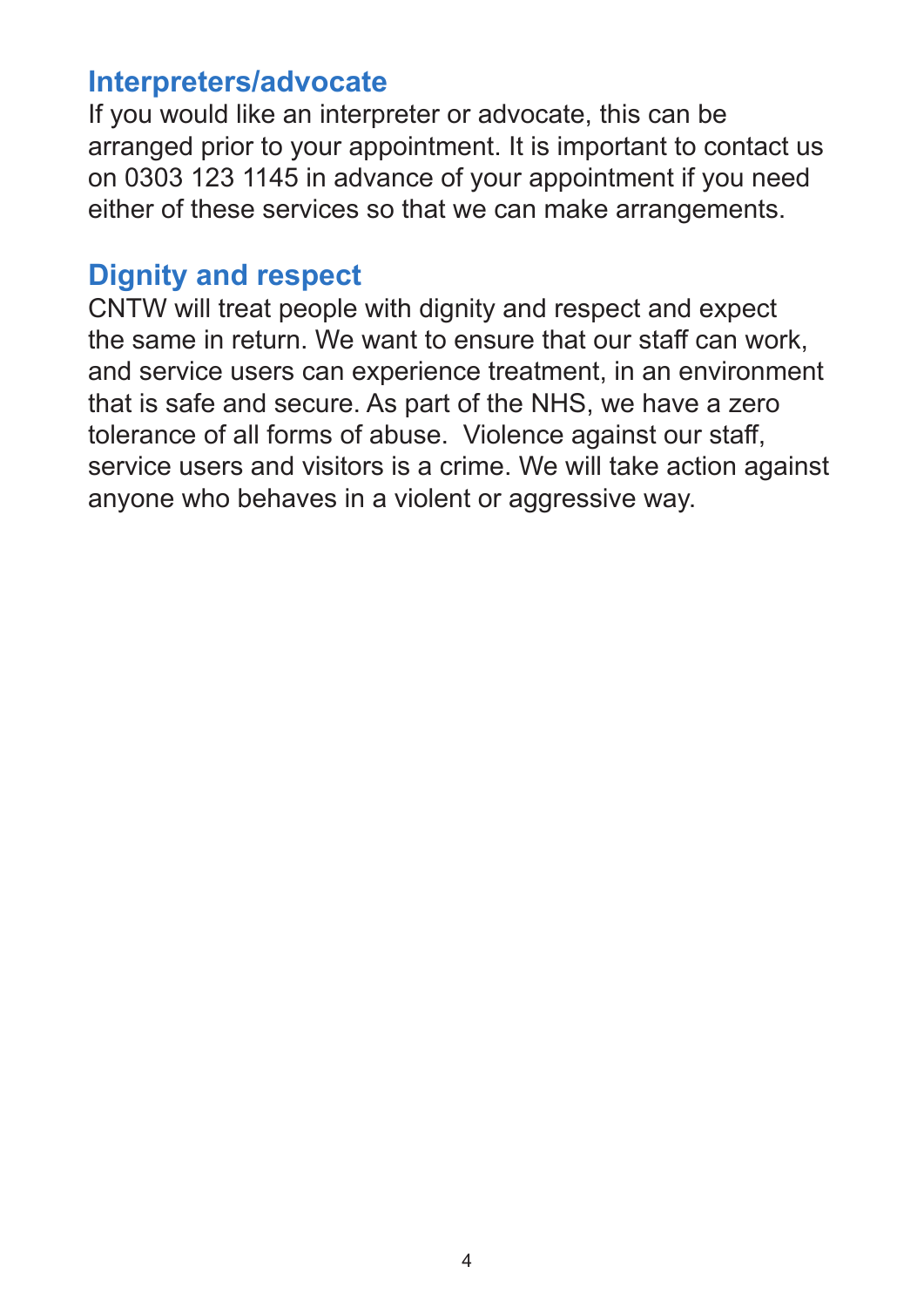## Interpreters/advocate

If you would like an interpreter or advocate, this can be arranged prior to your appointment. It is important to contact us on 0303 123 1145 in advance of your appointment if you need either of these services so that we can make arrangements.

## Dignity and respect

CNTW will treat people with dignity and respect and expect the same in return. We want to ensure that our staff can work, and service users can experience treatment, in an environment that is safe and secure. As part of the NHS, we have a zero tolerance of all forms of abuse. Violence against our staff, service users and visitors is a crime. We will take action against anyone who behaves in a violent or aggressive way.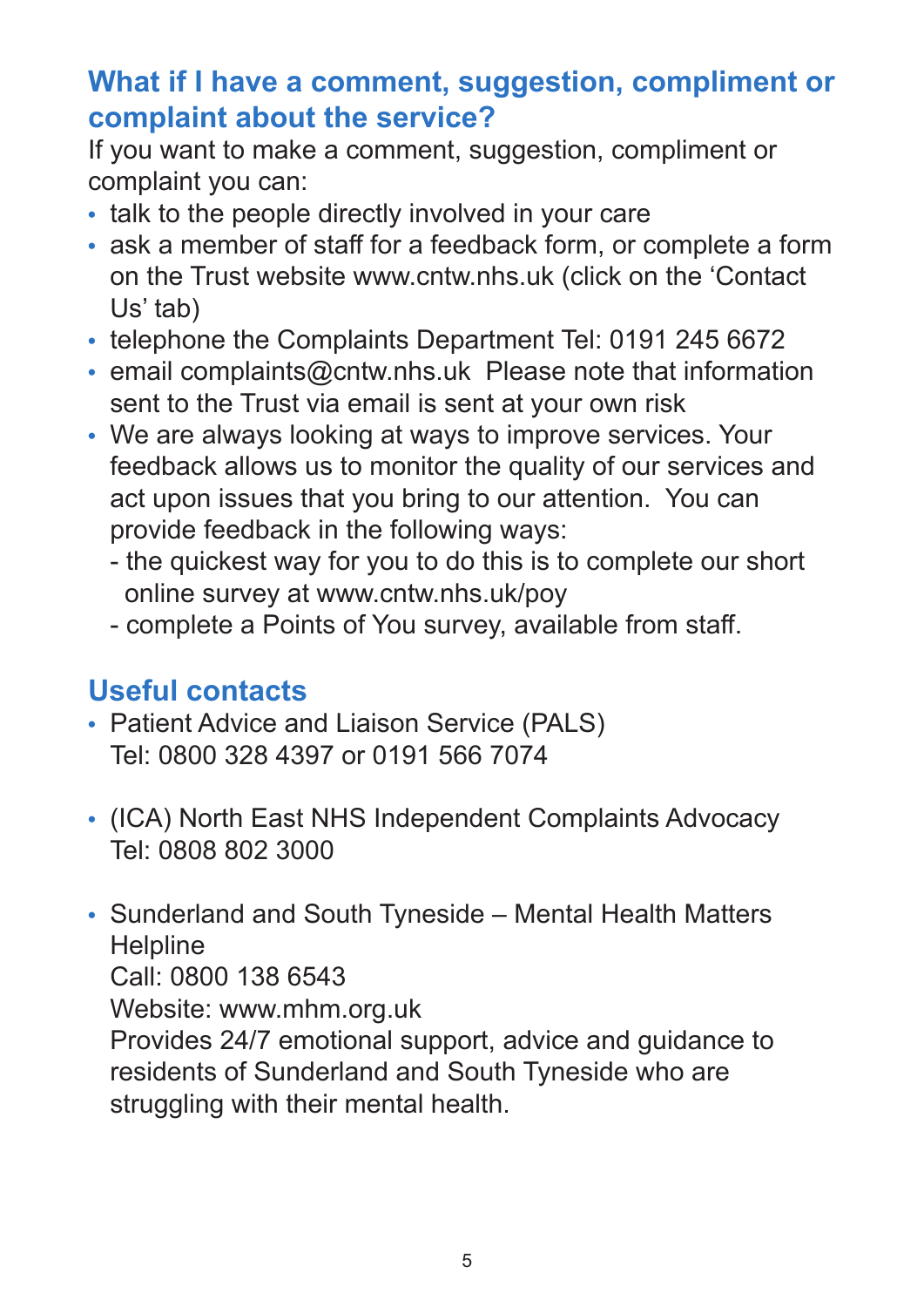## What if I have a comment, suggestion, compliment or complaint about the service?

If you want to make a comment, suggestion, compliment or complaint you can:

- talk to the people directly involved in your care
- ask a member of staff for a feedback form, or complete a form on the Trust website www.cntw.nhs.uk (click on the 'Contact Us' tab)
- telephone the Complaints Department Tel: 0191 245 6672
- email complaints@cntw.nhs.uk Please note that information sent to the Trust via email is sent at your own risk
- We are always looking at ways to improve services. Your feedback allows us to monitor the quality of our services and act upon issues that you bring to our attention. You can provide feedback in the following ways:
  - the quickest way for you to do this is to complete our short online survey at www.cntw.nhs.uk/poy
  - complete a Points of You survey, available from staff.

## Useful contacts

- Patient Advice and Liaison Service (PALS)
  Tel: 0800 328 4397 or 0191 566 7074

- (ICA) North East NHS Independent Complaints Advocacy
  Tel: 0808 802 3000

- Sunderland and South Tyneside – Mental Health Matters Helpline
  Call: 0800 138 6543
  Website: www.mhm.org.uk
  Provides 24/7 emotional support, advice and guidance to residents of Sunderland and South Tyneside who are struggling with their mental health.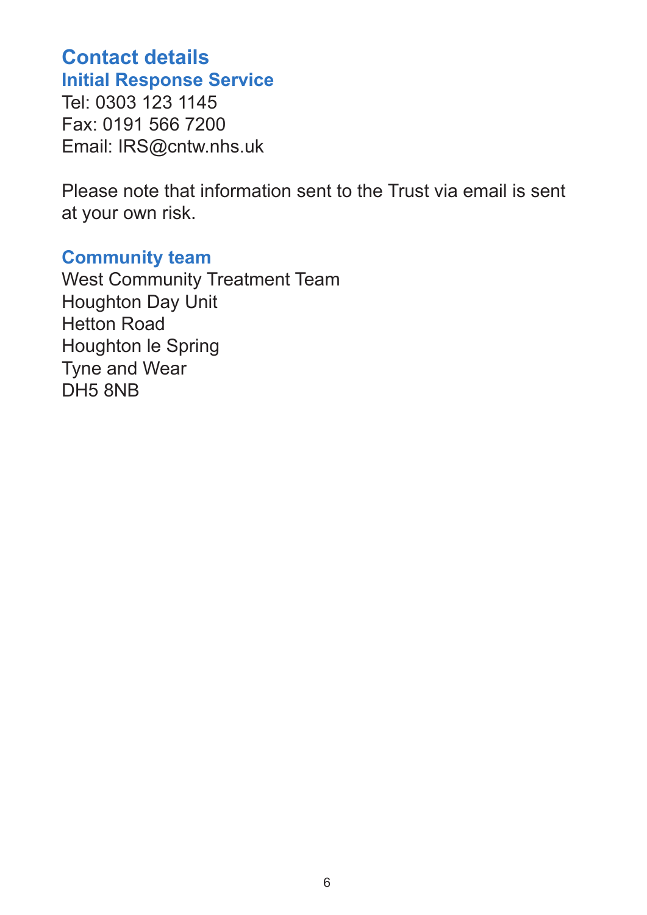## Contact details

### Initial Response Service

Tel: 0303 123 1145
Fax: 0191 566 7200
Email: IRS@cntw.nhs.uk

Please note that information sent to the Trust via email is sent at your own risk.

### Community team

West Community Treatment Team
Houghton Day Unit
Hetton Road
Houghton le Spring
Tyne and Wear
DH5 8NB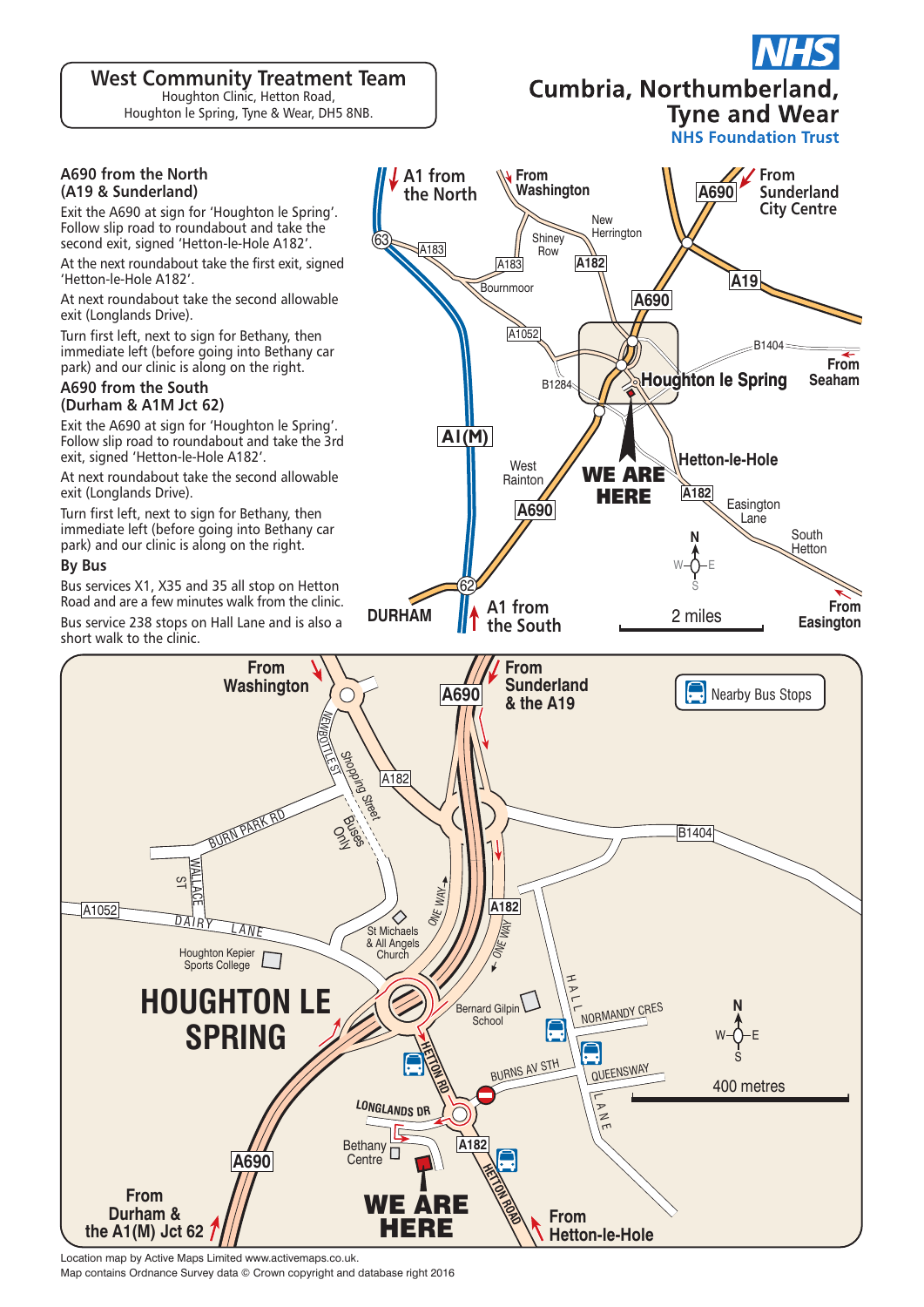## West Community Treatment Team

Houghton Clinic, Hetton Road,
Houghton le Spring, Tyne & Wear, DH5 8NB.

**NHS**
Cumbria, Northumberland, Tyne and Wear
NHS Foundation Trust

### A690 from the North (A19 & Sunderland)

Exit the A690 at sign for 'Houghton le Spring'. Follow slip road to roundabout and take the second exit, signed 'Hetton-le-Hole A182'.

At the next roundabout take the first exit, signed 'Hetton-le-Hole A182'.

At next roundabout take the second allowable exit (Longlands Drive).

Turn first left, next to sign for Bethany, then immediate left (before going into Bethany car park) and our clinic is along on the right.

### A690 from the South (Durham & A1M Jct 62)

Exit the A690 at sign for 'Houghton le Spring'. Follow slip road to roundabout and take the 3rd exit, signed 'Hetton-le-Hole A182'.

At next roundabout take the second allowable exit (Longlands Drive).

Turn first left, next to sign for Bethany, then immediate left (before going into Bethany car park) and our clinic is along on the right.

### By Bus

Bus services X1, X35 and 35 all stop on Hetton Road and are a few minutes walk from the clinic.

Bus service 238 stops on Hall Lane and is also a short walk to the clinic.

Location map by Active Maps Limited www.activemaps.co.uk.
Map contains Ordnance Survey data © Crown copyright and database right 2016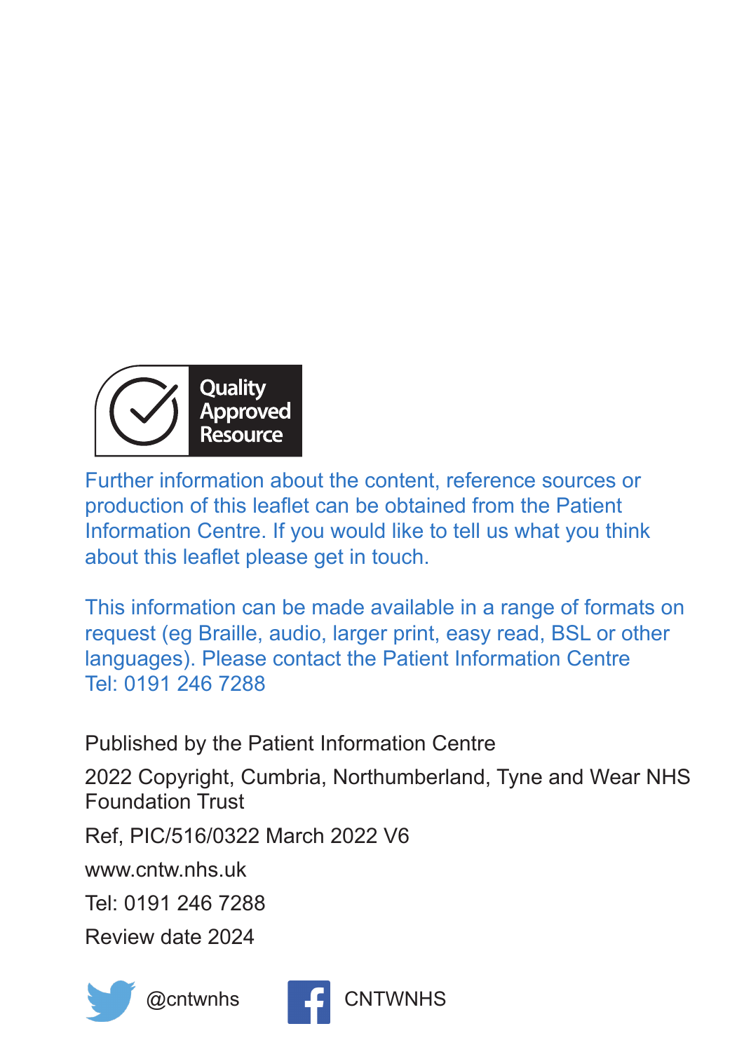Quality Approved Resource

Further information about the content, reference sources or production of this leaflet can be obtained from the Patient Information Centre. If you would like to tell us what you think about this leaflet please get in touch.

This information can be made available in a range of formats on request (eg Braille, audio, larger print, easy read, BSL or other languages). Please contact the Patient Information Centre Tel: 0191 246 7288

Published by the Patient Information Centre

2022 Copyright, Cumbria, Northumberland, Tyne and Wear NHS Foundation Trust

Ref, PIC/516/0322 March 2022 V6

www.cntw.nhs.uk

Tel: 0191 246 7288

Review date 2024

@cntwnhs CNTWNHS